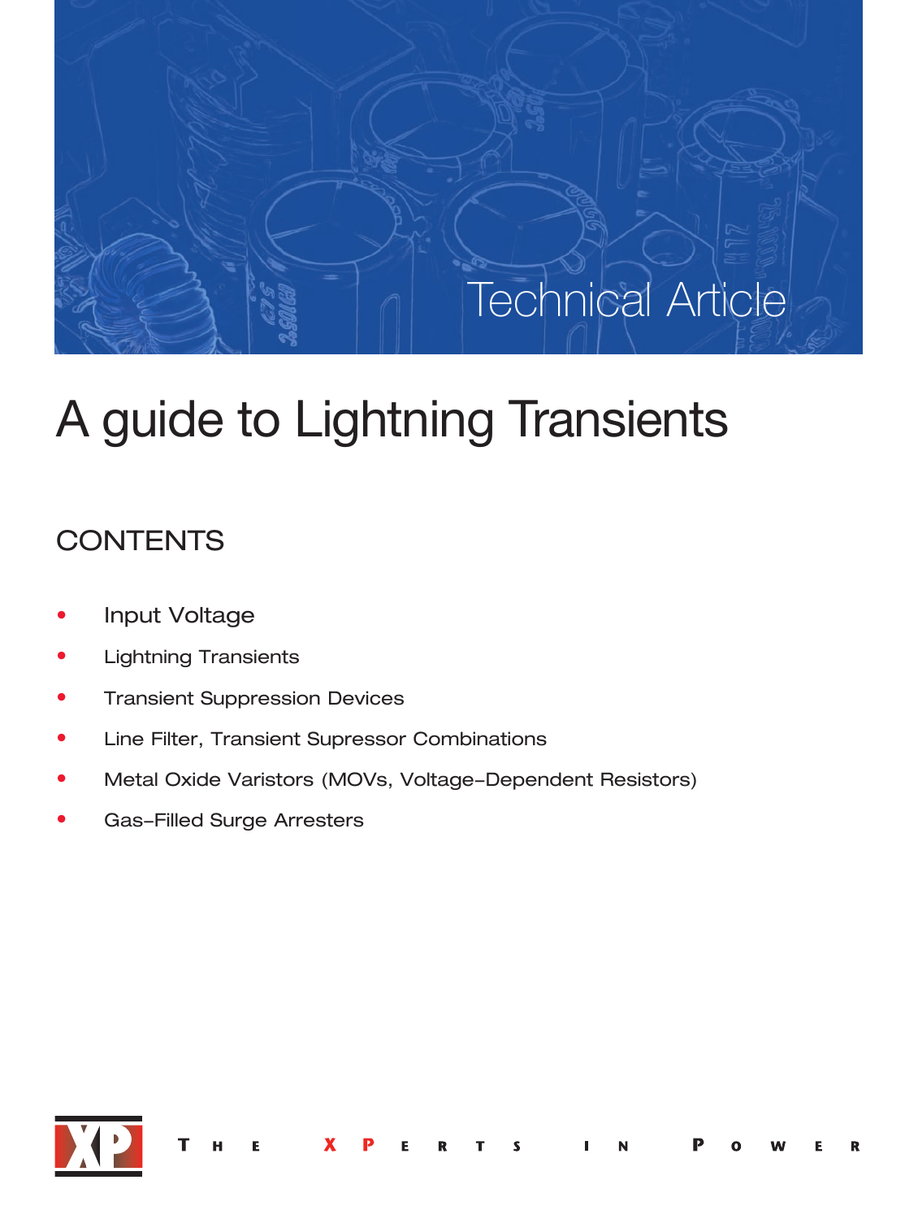Technical Article

# A guide to Lightning Transients

## CONTENTS

- Input Voltage
- Lightning Transients
- Transient Suppression Devices
- Line Filter, Transient Supressor Combinations
- Metal Oxide Varistors (MOVs, Voltage-Dependent Resistors)
- Gas-Filled Surge Arresters

The XPerts in Power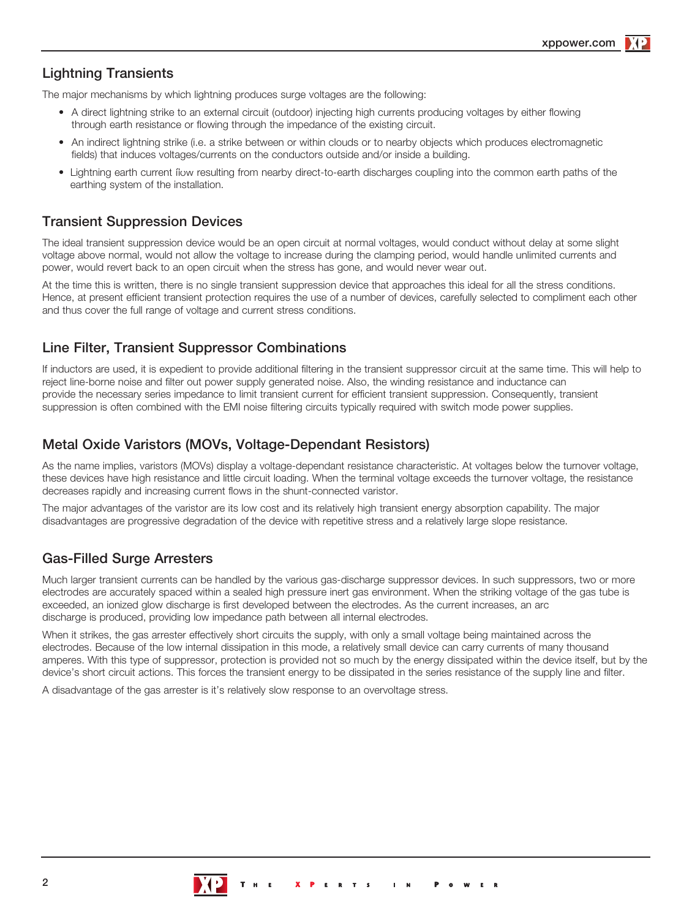## Lightning Transients

The major mechanisms by which lightning produces surge voltages are the following:

- A direct lightning strike to an external circuit (outdoor) injecting high currents producing voltages by either flowing through earth resistance or flowing through the impedance of the existing circuit.
- An indirect lightning strike (i.e. a strike between or within clouds or to nearby objects which produces electromagnetic fields) that induces voltages/currents on the conductors outside and/or inside a building.
- Lightning earth current flow resulting from nearby direct-to-earth discharges coupling into the common earth paths of the earthing system of the installation.

## Transient Suppression Devices

The ideal transient suppression device would be an open circuit at normal voltages, would conduct without delay at some slight voltage above normal, would not allow the voltage to increase during the clamping period, would handle unlimited currents and power, would revert back to an open circuit when the stress has gone, and would never wear out.

At the time this is written, there is no single transient suppression device that approaches this ideal for all the stress conditions. Hence, at present efficient transient protection requires the use of a number of devices, carefully selected to compliment each other and thus cover the full range of voltage and current stress conditions.

## Line Filter, Transient Suppressor Combinations

If inductors are used, it is expedient to provide additional filtering in the transient suppressor circuit at the same time. This will help to reject line-borne noise and filter out power supply generated noise. Also, the winding resistance and inductance can provide the necessary series impedance to limit transient current for efficient transient suppression. Consequently, transient suppression is often combined with the EMI noise filtering circuits typically required with switch mode power supplies.

## Metal Oxide Varistors (MOVs, Voltage-Dependant Resistors)

As the name implies, varistors (MOVs) display a voltage-dependant resistance characteristic. At voltages below the turnover voltage, these devices have high resistance and little circuit loading. When the terminal voltage exceeds the turnover voltage, the resistance decreases rapidly and increasing current flows in the shunt-connected varistor.

The major advantages of the varistor are its low cost and its relatively high transient energy absorption capability. The major disadvantages are progressive degradation of the device with repetitive stress and a relatively large slope resistance.

## Gas-Filled Surge Arresters

Much larger transient currents can be handled by the various gas-discharge suppressor devices. In such suppressors, two or more electrodes are accurately spaced within a sealed high pressure inert gas environment. When the striking voltage of the gas tube is exceeded, an ionized glow discharge is first developed between the electrodes. As the current increases, an arc discharge is produced, providing low impedance path between all internal electrodes.

When it strikes, the gas arrester effectively short circuits the supply, with only a small voltage being maintained across the electrodes. Because of the low internal dissipation in this mode, a relatively small device can carry currents of many thousand amperes. With this type of suppressor, protection is provided not so much by the energy dissipated within the device itself, but by the device's short circuit actions. This forces the transient energy to be dissipated in the series resistance of the supply line and filter.

A disadvantage of the gas arrester is it's relatively slow response to an overvoltage stress.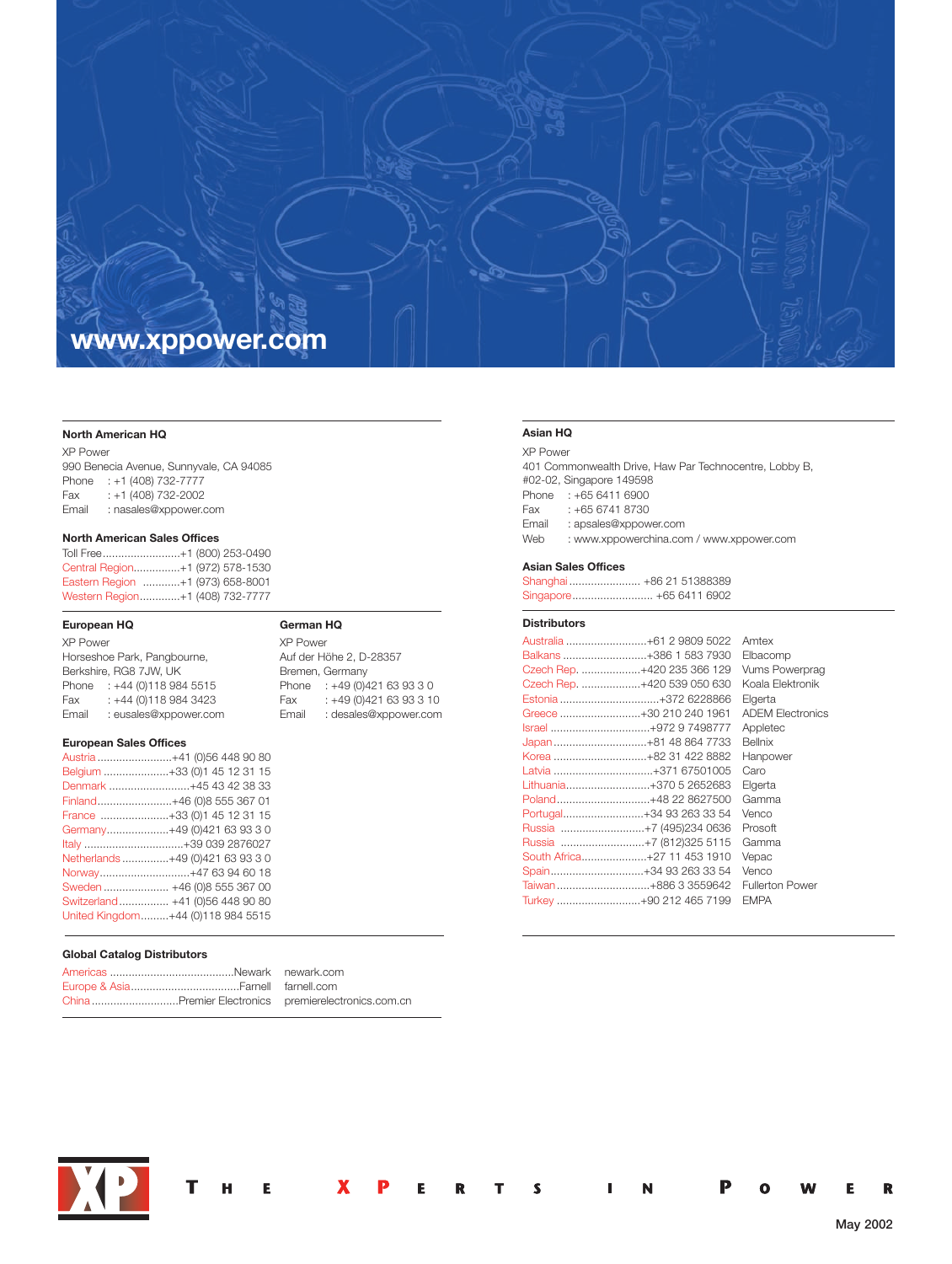www.xppower.com

### North American HQ

XP Power
990 Benecia Avenue, Sunnyvale, CA 94085
Phone : +1 (408) 732-7777
Fax : +1 (408) 732-2002
Email : nasales@xppower.com

### North American Sales Offices

| | |
|---|---|
| Toll Free | +1 (800) 253-0490 |
| Central Region | +1 (972) 578-1530 |
| Eastern Region | +1 (973) 658-8001 |
| Western Region | +1 (408) 732-7777 |

### European HQ

XP Power
Horseshoe Park, Pangbourne,
Berkshire, RG8 7JW, UK
Phone : +44 (0)118 984 5515
Fax : +44 (0)118 984 3423
Email : eusales@xppower.com

### German HQ

XP Power
Auf der Höhe 2, D-28357
Bremen, Germany
Phone : +49 (0)421 63 93 3 0
Fax : +49 (0)421 63 93 3 10
Email : desales@xppower.com

### European Sales Offices

| | |
|---|---|
| Austria | +41 (0)56 448 90 80 |
| Belgium | +33 (0)1 45 12 31 15 |
| Denmark | +45 43 42 38 33 |
| Finland | +46 (0)8 555 367 01 |
| France | +33 (0)1 45 12 31 15 |
| Germany | +49 (0)421 63 93 3 0 |
| Italy | +39 039 2876027 |
| Netherlands | +49 (0)421 63 93 3 0 |
| Norway | +47 63 94 60 18 |
| Sweden | +46 (0)8 555 367 00 |
| Switzerland | +41 (0)56 448 90 80 |
| United Kingdom | +44 (0)118 984 5515 |

### Global Catalog Distributors

| | | |
|---|---|---|
| Americas | Newark | newark.com |
| Europe & Asia | Farnell | farnell.com |
| China | Premier Electronics | premierelectronics.com.cn |

### Asian HQ

XP Power
401 Commonwealth Drive, Haw Par Technocentre, Lobby B,
#02-02, Singapore 149598
Phone : +65 6411 6900
Fax : +65 6741 8730
Email : apsales@xppower.com
Web : www.xppowerchina.com / www.xppower.com

### Asian Sales Offices

| | |
|---|---|
| Shanghai | +86 21 51388389 |
| Singapore | +65 6411 6902 |

### Distributors

| | | |
|---|---|---|
| Australia | +61 2 9809 5022 | Amtex |
| Balkans | +386 1 583 7930 | Elbacomp |
| Czech Rep. | +420 235 366 129 | Vums Powerprag |
| Czech Rep. | +420 539 050 630 | Koala Elektronik |
| Estonia | +372 6228866 | Elgerta |
| Greece | +30 210 240 1961 | ADEM Electronics |
| Israel | +972 9 7498777 | Appletec |
| Japan | +81 48 864 7733 | Bellnix |
| Korea | +82 31 422 8882 | Hanpower |
| Latvia | +371 67501005 | Caro |
| Lithuania | +370 5 2652683 | Elgerta |
| Poland | +48 22 8627500 | Gamma |
| Portugal | +34 93 263 33 54 | Venco |
| Russia | +7 (495)234 0636 | Prosoft |
| Russia | +7 (812)325 5115 | Gamma |
| South Africa | +27 11 453 1910 | Vepac |
| Spain | +34 93 263 33 54 | Venco |
| Taiwan | +886 3 3559642 | Fullerton Power |
| Turkey | +90 212 465 7199 | EMPA |

THE XPERTS IN POWER

May 2002